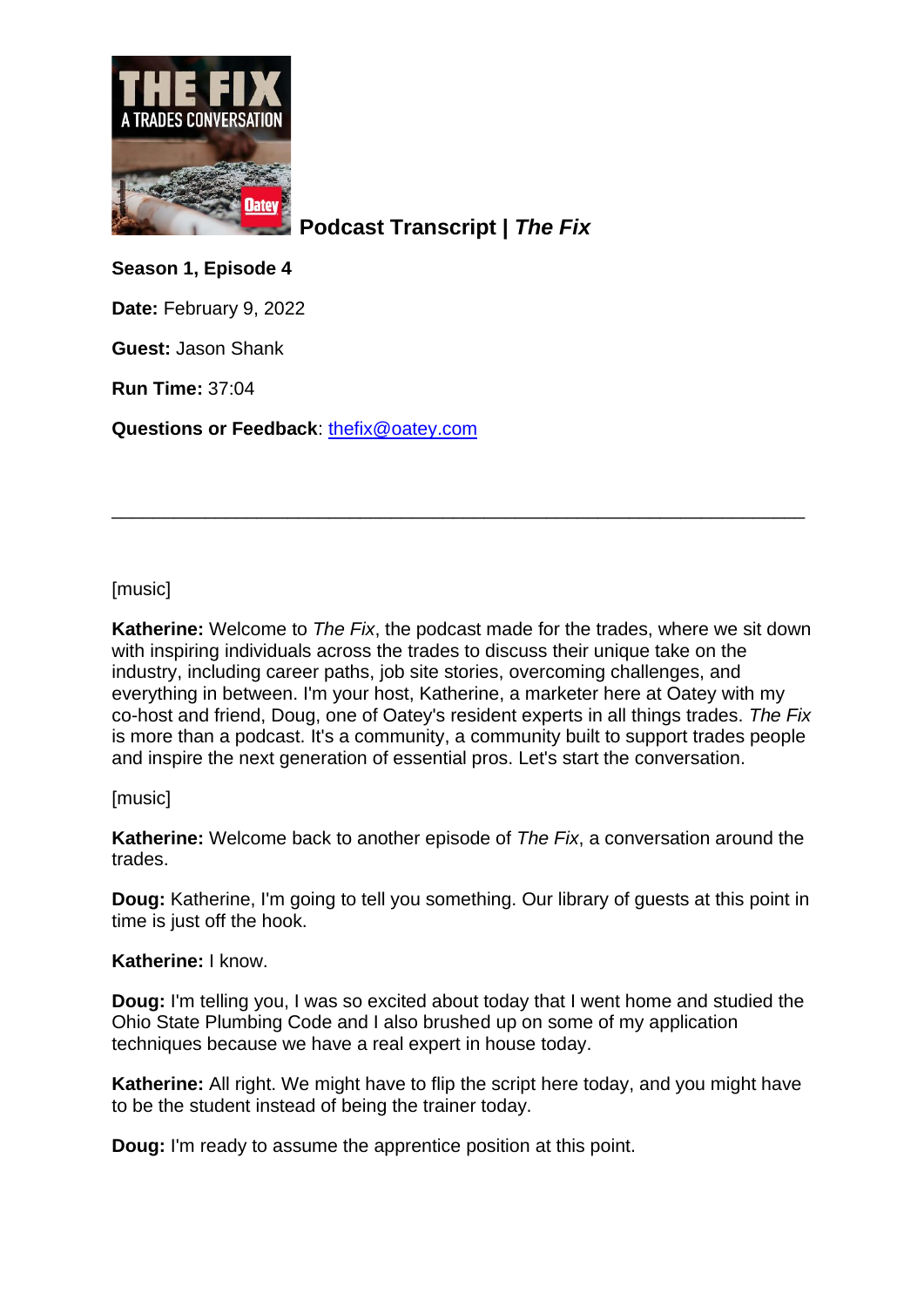# Podcast Transcript | *The Fix*

**Season 1, Episode 4**

**Date:** February 9, 2022

**Guest:** Jason Shank

**Run Time:** 37:04

**Questions or Feedback**: thefix@oatey.com

---

[music]

**Katherine:** Welcome to *The Fix*, the podcast made for the trades, where we sit down with inspiring individuals across the trades to discuss their unique take on the industry, including career paths, job site stories, overcoming challenges, and everything in between. I'm your host, Katherine, a marketer here at Oatey with my co-host and friend, Doug, one of Oatey's resident experts in all things trades. *The Fix* is more than a podcast. It's a community, a community built to support trades people and inspire the next generation of essential pros. Let's start the conversation.

[music]

**Katherine:** Welcome back to another episode of *The Fix*, a conversation around the trades.

**Doug:** Katherine, I'm going to tell you something. Our library of guests at this point in time is just off the hook.

**Katherine:** I know.

**Doug:** I'm telling you, I was so excited about today that I went home and studied the Ohio State Plumbing Code and I also brushed up on some of my application techniques because we have a real expert in house today.

**Katherine:** All right. We might have to flip the script here today, and you might have to be the student instead of being the trainer today.

**Doug:** I'm ready to assume the apprentice position at this point.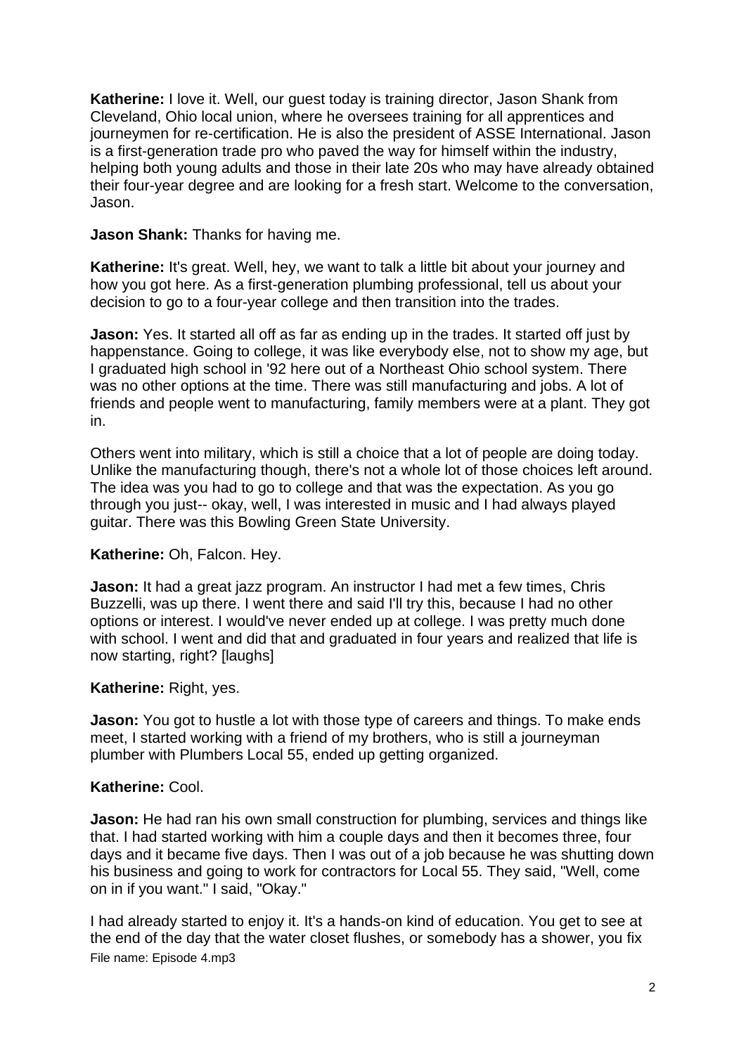**Katherine:** I love it. Well, our guest today is training director, Jason Shank from Cleveland, Ohio local union, where he oversees training for all apprentices and journeymen for re-certification. He is also the president of ASSE International. Jason is a first-generation trade pro who paved the way for himself within the industry, helping both young adults and those in their late 20s who may have already obtained their four-year degree and are looking for a fresh start. Welcome to the conversation, Jason.

**Jason Shank:** Thanks for having me.

**Katherine:** It's great. Well, hey, we want to talk a little bit about your journey and how you got here. As a first-generation plumbing professional, tell us about your decision to go to a four-year college and then transition into the trades.

**Jason:** Yes. It started all off as far as ending up in the trades. It started off just by happenstance. Going to college, it was like everybody else, not to show my age, but I graduated high school in '92 here out of a Northeast Ohio school system. There was no other options at the time. There was still manufacturing and jobs. A lot of friends and people went to manufacturing, family members were at a plant. They got in.

Others went into military, which is still a choice that a lot of people are doing today. Unlike the manufacturing though, there's not a whole lot of those choices left around. The idea was you had to go to college and that was the expectation. As you go through you just-- okay, well, I was interested in music and I had always played guitar. There was this Bowling Green State University.

**Katherine:** Oh, Falcon. Hey.

**Jason:** It had a great jazz program. An instructor I had met a few times, Chris Buzzelli, was up there. I went there and said I'll try this, because I had no other options or interest. I would've never ended up at college. I was pretty much done with school. I went and did that and graduated in four years and realized that life is now starting, right? [laughs]

**Katherine:** Right, yes.

**Jason:** You got to hustle a lot with those type of careers and things. To make ends meet, I started working with a friend of my brothers, who is still a journeyman plumber with Plumbers Local 55, ended up getting organized.

**Katherine:** Cool.

**Jason:** He had ran his own small construction for plumbing, services and things like that. I had started working with him a couple days and then it becomes three, four days and it became five days. Then I was out of a job because he was shutting down his business and going to work for contractors for Local 55. They said, "Well, come on in if you want." I said, "Okay."

I had already started to enjoy it. It's a hands-on kind of education. You get to see at the end of the day that the water closet flushes, or somebody has a shower, you fix

File name: Episode 4.mp3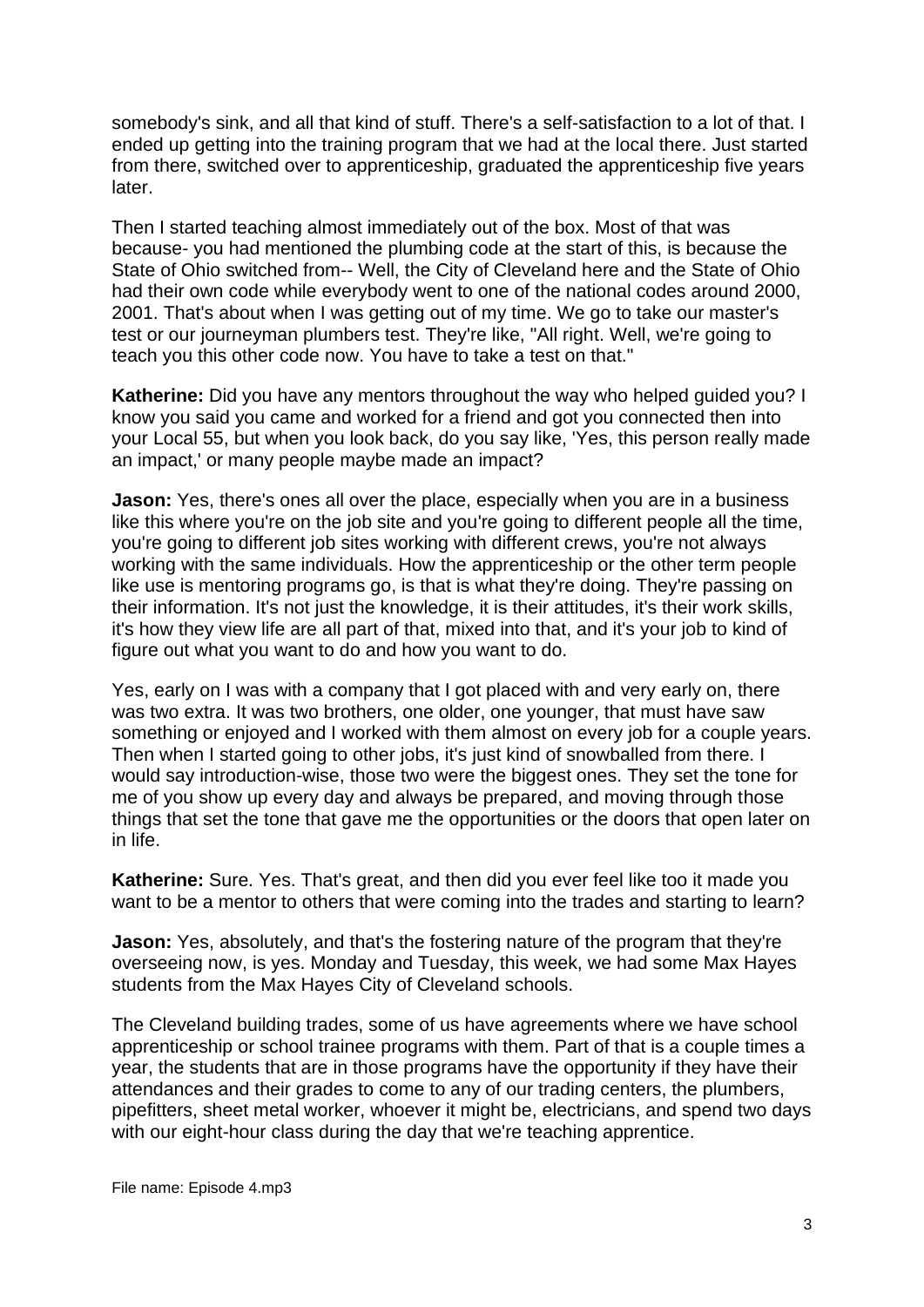somebody's sink, and all that kind of stuff. There's a self-satisfaction to a lot of that. I ended up getting into the training program that we had at the local there. Just started from there, switched over to apprenticeship, graduated the apprenticeship five years later.

Then I started teaching almost immediately out of the box. Most of that was because- you had mentioned the plumbing code at the start of this, is because the State of Ohio switched from-- Well, the City of Cleveland here and the State of Ohio had their own code while everybody went to one of the national codes around 2000, 2001. That's about when I was getting out of my time. We go to take our master's test or our journeyman plumbers test. They're like, "All right. Well, we're going to teach you this other code now. You have to take a test on that."

**Katherine:** Did you have any mentors throughout the way who helped guided you? I know you said you came and worked for a friend and got you connected then into your Local 55, but when you look back, do you say like, 'Yes, this person really made an impact,' or many people maybe made an impact?

**Jason:** Yes, there's ones all over the place, especially when you are in a business like this where you're on the job site and you're going to different people all the time, you're going to different job sites working with different crews, you're not always working with the same individuals. How the apprenticeship or the other term people like use is mentoring programs go, is that is what they're doing. They're passing on their information. It's not just the knowledge, it is their attitudes, it's their work skills, it's how they view life are all part of that, mixed into that, and it's your job to kind of figure out what you want to do and how you want to do.

Yes, early on I was with a company that I got placed with and very early on, there was two extra. It was two brothers, one older, one younger, that must have saw something or enjoyed and I worked with them almost on every job for a couple years. Then when I started going to other jobs, it's just kind of snowballed from there. I would say introduction-wise, those two were the biggest ones. They set the tone for me of you show up every day and always be prepared, and moving through those things that set the tone that gave me the opportunities or the doors that open later on in life.

**Katherine:** Sure. Yes. That's great, and then did you ever feel like too it made you want to be a mentor to others that were coming into the trades and starting to learn?

**Jason:** Yes, absolutely, and that's the fostering nature of the program that they're overseeing now, is yes. Monday and Tuesday, this week, we had some Max Hayes students from the Max Hayes City of Cleveland schools.

The Cleveland building trades, some of us have agreements where we have school apprenticeship or school trainee programs with them. Part of that is a couple times a year, the students that are in those programs have the opportunity if they have their attendances and their grades to come to any of our trading centers, the plumbers, pipefitters, sheet metal worker, whoever it might be, electricians, and spend two days with our eight-hour class during the day that we're teaching apprentice.

File name: Episode 4.mp3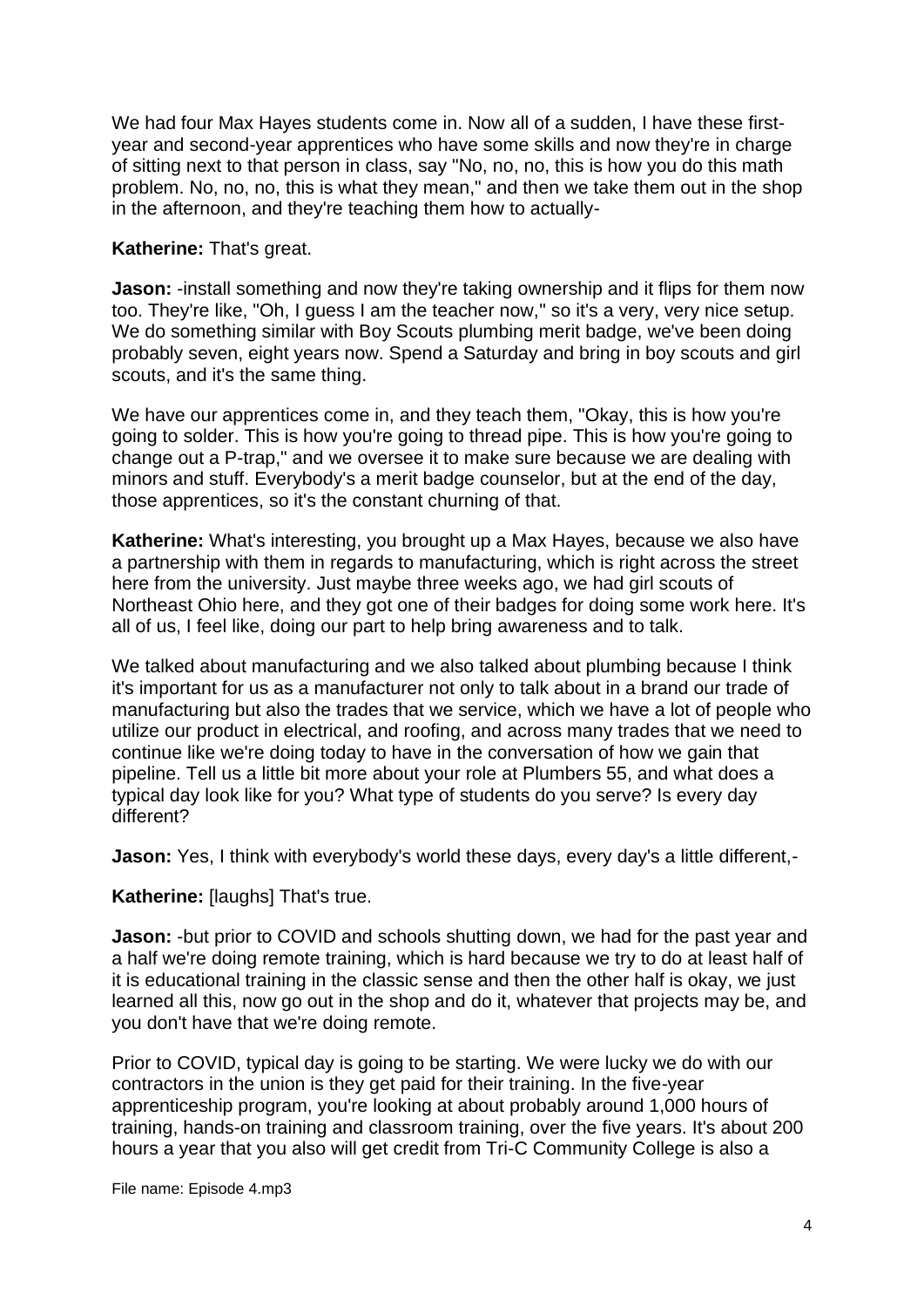We had four Max Hayes students come in. Now all of a sudden, I have these first-year and second-year apprentices who have some skills and now they're in charge of sitting next to that person in class, say "No, no, no, this is how you do this math problem. No, no, no, this is what they mean," and then we take them out in the shop in the afternoon, and they're teaching them how to actually-

**Katherine:** That's great.

**Jason:** -install something and now they're taking ownership and it flips for them now too. They're like, "Oh, I guess I am the teacher now," so it's a very, very nice setup. We do something similar with Boy Scouts plumbing merit badge, we've been doing probably seven, eight years now. Spend a Saturday and bring in boy scouts and girl scouts, and it's the same thing.

We have our apprentices come in, and they teach them, "Okay, this is how you're going to solder. This is how you're going to thread pipe. This is how you're going to change out a P-trap," and we oversee it to make sure because we are dealing with minors and stuff. Everybody's a merit badge counselor, but at the end of the day, those apprentices, so it's the constant churning of that.

**Katherine:** What's interesting, you brought up a Max Hayes, because we also have a partnership with them in regards to manufacturing, which is right across the street here from the university. Just maybe three weeks ago, we had girl scouts of Northeast Ohio here, and they got one of their badges for doing some work here. It's all of us, I feel like, doing our part to help bring awareness and to talk.

We talked about manufacturing and we also talked about plumbing because I think it's important for us as a manufacturer not only to talk about in a brand our trade of manufacturing but also the trades that we service, which we have a lot of people who utilize our product in electrical, and roofing, and across many trades that we need to continue like we're doing today to have in the conversation of how we gain that pipeline. Tell us a little bit more about your role at Plumbers 55, and what does a typical day look like for you? What type of students do you serve? Is every day different?

**Jason:** Yes, I think with everybody's world these days, every day's a little different,-

**Katherine:** [laughs] That's true.

**Jason:** -but prior to COVID and schools shutting down, we had for the past year and a half we're doing remote training, which is hard because we try to do at least half of it is educational training in the classic sense and then the other half is okay, we just learned all this, now go out in the shop and do it, whatever that projects may be, and you don't have that we're doing remote.

Prior to COVID, typical day is going to be starting. We were lucky we do with our contractors in the union is they get paid for their training. In the five-year apprenticeship program, you're looking at about probably around 1,000 hours of training, hands-on training and classroom training, over the five years. It's about 200 hours a year that you also will get credit from Tri-C Community College is also a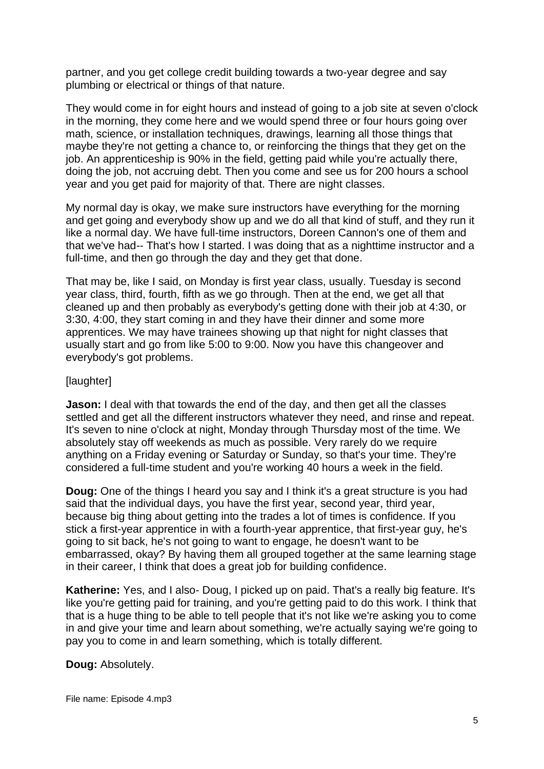partner, and you get college credit building towards a two-year degree and say plumbing or electrical or things of that nature.

They would come in for eight hours and instead of going to a job site at seven o'clock in the morning, they come here and we would spend three or four hours going over math, science, or installation techniques, drawings, learning all those things that maybe they're not getting a chance to, or reinforcing the things that they get on the job. An apprenticeship is 90% in the field, getting paid while you're actually there, doing the job, not accruing debt. Then you come and see us for 200 hours a school year and you get paid for majority of that. There are night classes.

My normal day is okay, we make sure instructors have everything for the morning and get going and everybody show up and we do all that kind of stuff, and they run it like a normal day. We have full-time instructors, Doreen Cannon's one of them and that we've had-- That's how I started. I was doing that as a nighttime instructor and a full-time, and then go through the day and they get that done.

That may be, like I said, on Monday is first year class, usually. Tuesday is second year class, third, fourth, fifth as we go through. Then at the end, we get all that cleaned up and then probably as everybody's getting done with their job at 4:30, or 3:30, 4:00, they start coming in and they have their dinner and some more apprentices. We may have trainees showing up that night for night classes that usually start and go from like 5:00 to 9:00. Now you have this changeover and everybody's got problems.

[laughter]

**Jason:** I deal with that towards the end of the day, and then get all the classes settled and get all the different instructors whatever they need, and rinse and repeat. It's seven to nine o'clock at night, Monday through Thursday most of the time. We absolutely stay off weekends as much as possible. Very rarely do we require anything on a Friday evening or Saturday or Sunday, so that's your time. They're considered a full-time student and you're working 40 hours a week in the field.

**Doug:** One of the things I heard you say and I think it's a great structure is you had said that the individual days, you have the first year, second year, third year, because big thing about getting into the trades a lot of times is confidence. If you stick a first-year apprentice in with a fourth-year apprentice, that first-year guy, he's going to sit back, he's not going to want to engage, he doesn't want to be embarrassed, okay? By having them all grouped together at the same learning stage in their career, I think that does a great job for building confidence.

**Katherine:** Yes, and I also- Doug, I picked up on paid. That's a really big feature. It's like you're getting paid for training, and you're getting paid to do this work. I think that that is a huge thing to be able to tell people that it's not like we're asking you to come in and give your time and learn about something, we're actually saying we're going to pay you to come in and learn something, which is totally different.

**Doug:** Absolutely.

File name: Episode 4.mp3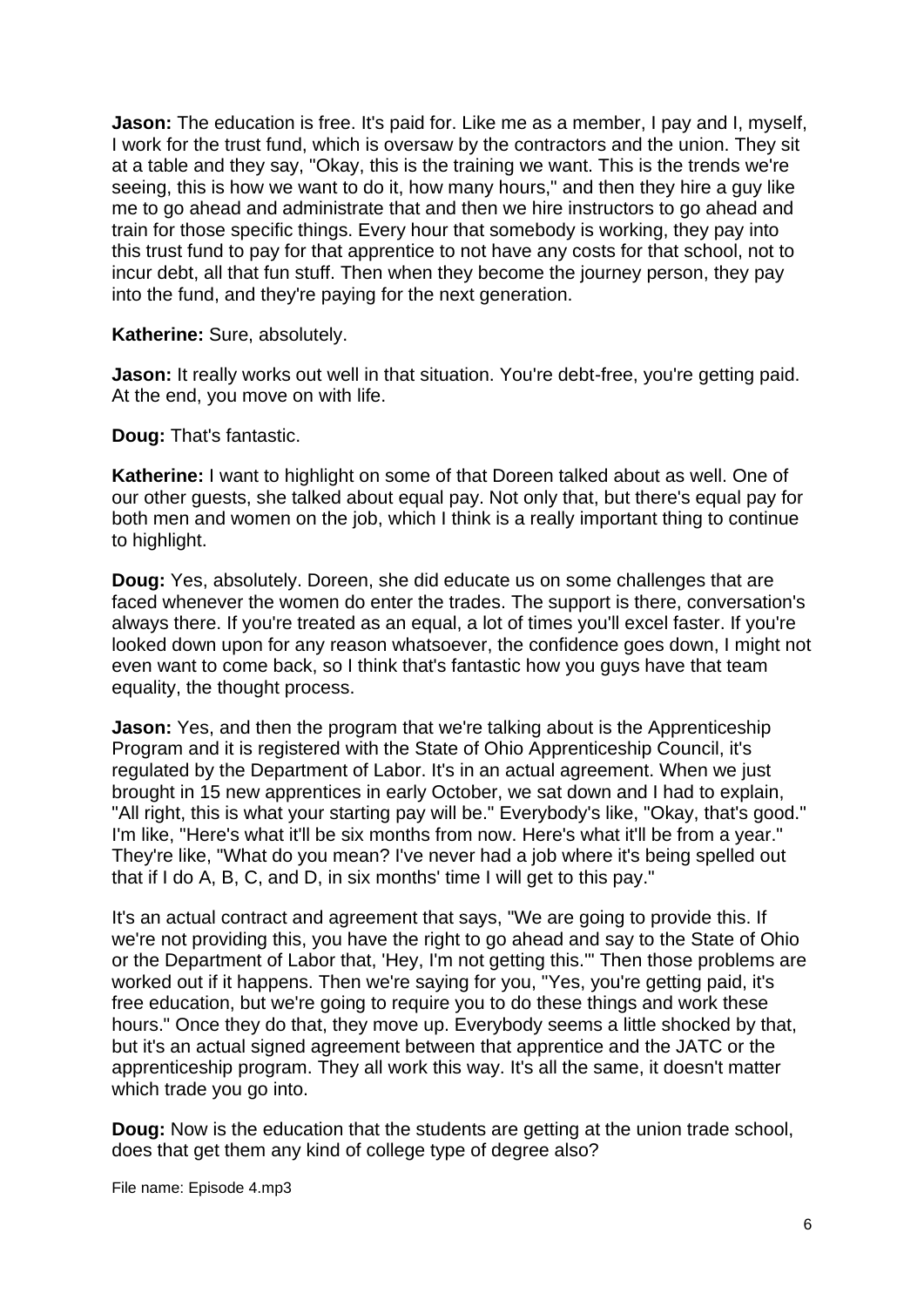**Jason:** The education is free. It's paid for. Like me as a member, I pay and I, myself, I work for the trust fund, which is oversaw by the contractors and the union. They sit at a table and they say, "Okay, this is the training we want. This is the trends we're seeing, this is how we want to do it, how many hours," and then they hire a guy like me to go ahead and administrate that and then we hire instructors to go ahead and train for those specific things. Every hour that somebody is working, they pay into this trust fund to pay for that apprentice to not have any costs for that school, not to incur debt, all that fun stuff. Then when they become the journey person, they pay into the fund, and they're paying for the next generation.

**Katherine:** Sure, absolutely.

**Jason:** It really works out well in that situation. You're debt-free, you're getting paid. At the end, you move on with life.

**Doug:** That's fantastic.

**Katherine:** I want to highlight on some of that Doreen talked about as well. One of our other guests, she talked about equal pay. Not only that, but there's equal pay for both men and women on the job, which I think is a really important thing to continue to highlight.

**Doug:** Yes, absolutely. Doreen, she did educate us on some challenges that are faced whenever the women do enter the trades. The support is there, conversation's always there. If you're treated as an equal, a lot of times you'll excel faster. If you're looked down upon for any reason whatsoever, the confidence goes down, I might not even want to come back, so I think that's fantastic how you guys have that team equality, the thought process.

**Jason:** Yes, and then the program that we're talking about is the Apprenticeship Program and it is registered with the State of Ohio Apprenticeship Council, it's regulated by the Department of Labor. It's in an actual agreement. When we just brought in 15 new apprentices in early October, we sat down and I had to explain, "All right, this is what your starting pay will be." Everybody's like, "Okay, that's good." I'm like, "Here's what it'll be six months from now. Here's what it'll be from a year." They're like, "What do you mean? I've never had a job where it's being spelled out that if I do A, B, C, and D, in six months' time I will get to this pay."

It's an actual contract and agreement that says, "We are going to provide this. If we're not providing this, you have the right to go ahead and say to the State of Ohio or the Department of Labor that, 'Hey, I'm not getting this.'" Then those problems are worked out if it happens. Then we're saying for you, "Yes, you're getting paid, it's free education, but we're going to require you to do these things and work these hours." Once they do that, they move up. Everybody seems a little shocked by that, but it's an actual signed agreement between that apprentice and the JATC or the apprenticeship program. They all work this way. It's all the same, it doesn't matter which trade you go into.

**Doug:** Now is the education that the students are getting at the union trade school, does that get them any kind of college type of degree also?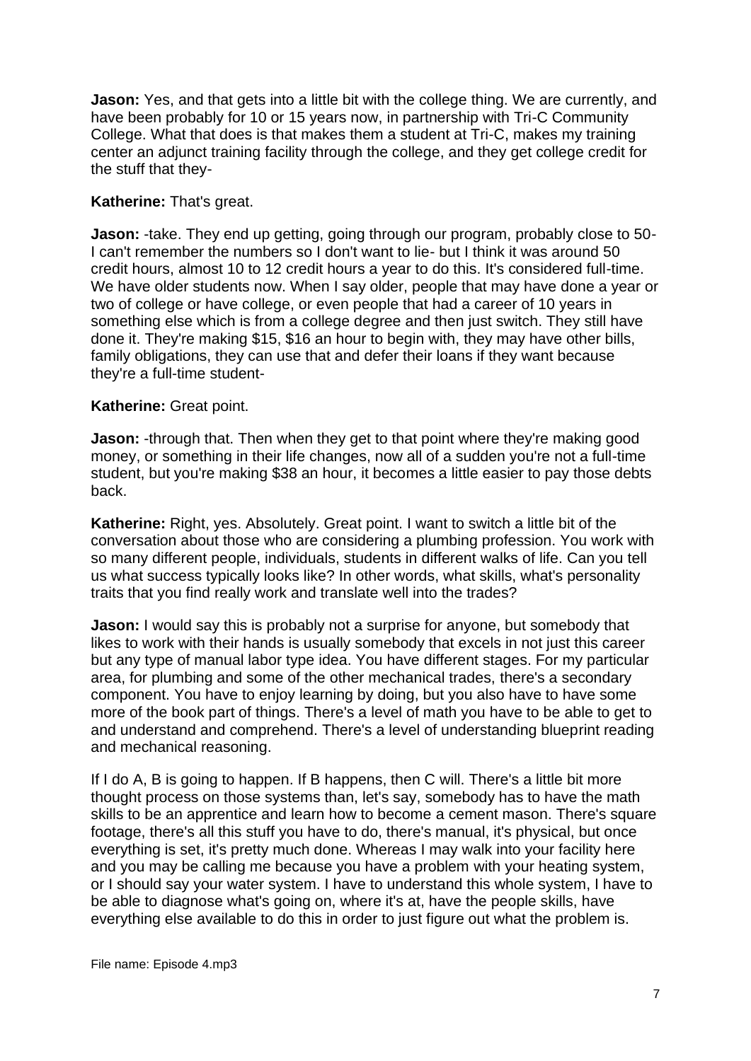**Jason:** Yes, and that gets into a little bit with the college thing. We are currently, and have been probably for 10 or 15 years now, in partnership with Tri-C Community College. What that does is that makes them a student at Tri-C, makes my training center an adjunct training facility through the college, and they get college credit for the stuff that they-

**Katherine:** That's great.

**Jason:** -take. They end up getting, going through our program, probably close to 50- I can't remember the numbers so I don't want to lie- but I think it was around 50 credit hours, almost 10 to 12 credit hours a year to do this. It's considered full-time. We have older students now. When I say older, people that may have done a year or two of college or have college, or even people that had a career of 10 years in something else which is from a college degree and then just switch. They still have done it. They're making $15, $16 an hour to begin with, they may have other bills, family obligations, they can use that and defer their loans if they want because they're a full-time student-

**Katherine:** Great point.

**Jason:** -through that. Then when they get to that point where they're making good money, or something in their life changes, now all of a sudden you're not a full-time student, but you're making $38 an hour, it becomes a little easier to pay those debts back.

**Katherine:** Right, yes. Absolutely. Great point. I want to switch a little bit of the conversation about those who are considering a plumbing profession. You work with so many different people, individuals, students in different walks of life. Can you tell us what success typically looks like? In other words, what skills, what's personality traits that you find really work and translate well into the trades?

**Jason:** I would say this is probably not a surprise for anyone, but somebody that likes to work with their hands is usually somebody that excels in not just this career but any type of manual labor type idea. You have different stages. For my particular area, for plumbing and some of the other mechanical trades, there's a secondary component. You have to enjoy learning by doing, but you also have to have some more of the book part of things. There's a level of math you have to be able to get to and understand and comprehend. There's a level of understanding blueprint reading and mechanical reasoning.

If I do A, B is going to happen. If B happens, then C will. There's a little bit more thought process on those systems than, let's say, somebody has to have the math skills to be an apprentice and learn how to become a cement mason. There's square footage, there's all this stuff you have to do, there's manual, it's physical, but once everything is set, it's pretty much done. Whereas I may walk into your facility here and you may be calling me because you have a problem with your heating system, or I should say your water system. I have to understand this whole system, I have to be able to diagnose what's going on, where it's at, have the people skills, have everything else available to do this in order to just figure out what the problem is.

File name: Episode 4.mp3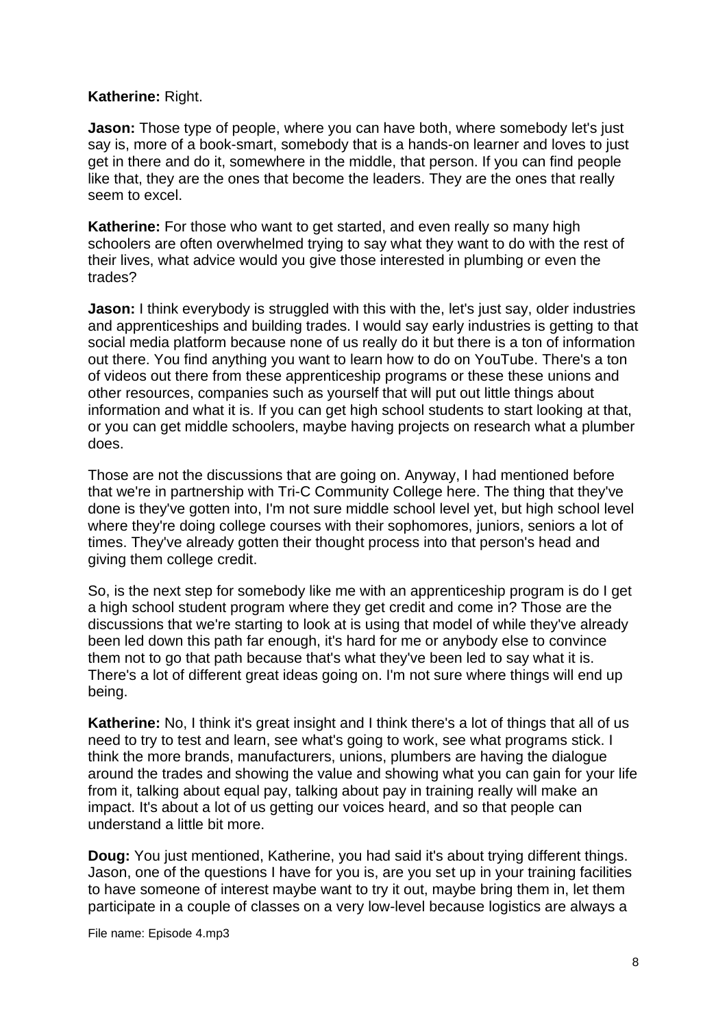**Katherine:** Right.

**Jason:** Those type of people, where you can have both, where somebody let's just say is, more of a book-smart, somebody that is a hands-on learner and loves to just get in there and do it, somewhere in the middle, that person. If you can find people like that, they are the ones that become the leaders. They are the ones that really seem to excel.

**Katherine:** For those who want to get started, and even really so many high schoolers are often overwhelmed trying to say what they want to do with the rest of their lives, what advice would you give those interested in plumbing or even the trades?

**Jason:** I think everybody is struggled with this with the, let's just say, older industries and apprenticeships and building trades. I would say early industries is getting to that social media platform because none of us really do it but there is a ton of information out there. You find anything you want to learn how to do on YouTube. There's a ton of videos out there from these apprenticeship programs or these these unions and other resources, companies such as yourself that will put out little things about information and what it is. If you can get high school students to start looking at that, or you can get middle schoolers, maybe having projects on research what a plumber does.

Those are not the discussions that are going on. Anyway, I had mentioned before that we're in partnership with Tri-C Community College here. The thing that they've done is they've gotten into, I'm not sure middle school level yet, but high school level where they're doing college courses with their sophomores, juniors, seniors a lot of times. They've already gotten their thought process into that person's head and giving them college credit.

So, is the next step for somebody like me with an apprenticeship program is do I get a high school student program where they get credit and come in? Those are the discussions that we're starting to look at is using that model of while they've already been led down this path far enough, it's hard for me or anybody else to convince them not to go that path because that's what they've been led to say what it is. There's a lot of different great ideas going on. I'm not sure where things will end up being.

**Katherine:** No, I think it's great insight and I think there's a lot of things that all of us need to try to test and learn, see what's going to work, see what programs stick. I think the more brands, manufacturers, unions, plumbers are having the dialogue around the trades and showing the value and showing what you can gain for your life from it, talking about equal pay, talking about pay in training really will make an impact. It's about a lot of us getting our voices heard, and so that people can understand a little bit more.

**Doug:** You just mentioned, Katherine, you had said it's about trying different things. Jason, one of the questions I have for you is, are you set up in your training facilities to have someone of interest maybe want to try it out, maybe bring them in, let them participate in a couple of classes on a very low-level because logistics are always a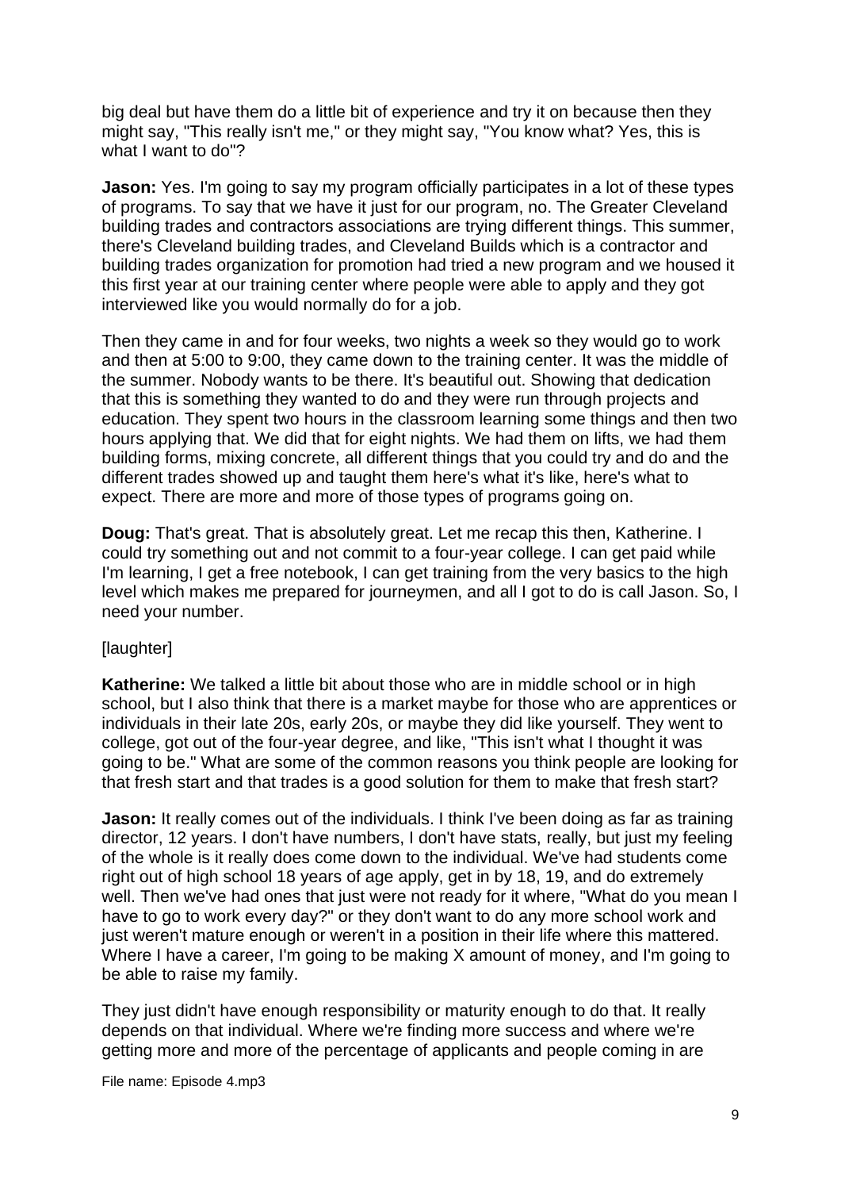big deal but have them do a little bit of experience and try it on because then they might say, "This really isn't me," or they might say, "You know what? Yes, this is what I want to do"?

**Jason:** Yes. I'm going to say my program officially participates in a lot of these types of programs. To say that we have it just for our program, no. The Greater Cleveland building trades and contractors associations are trying different things. This summer, there's Cleveland building trades, and Cleveland Builds which is a contractor and building trades organization for promotion had tried a new program and we housed it this first year at our training center where people were able to apply and they got interviewed like you would normally do for a job.

Then they came in and for four weeks, two nights a week so they would go to work and then at 5:00 to 9:00, they came down to the training center. It was the middle of the summer. Nobody wants to be there. It's beautiful out. Showing that dedication that this is something they wanted to do and they were run through projects and education. They spent two hours in the classroom learning some things and then two hours applying that. We did that for eight nights. We had them on lifts, we had them building forms, mixing concrete, all different things that you could try and do and the different trades showed up and taught them here's what it's like, here's what to expect. There are more and more of those types of programs going on.

**Doug:** That's great. That is absolutely great. Let me recap this then, Katherine. I could try something out and not commit to a four-year college. I can get paid while I'm learning, I get a free notebook, I can get training from the very basics to the high level which makes me prepared for journeymen, and all I got to do is call Jason. So, I need your number.

[laughter]

**Katherine:** We talked a little bit about those who are in middle school or in high school, but I also think that there is a market maybe for those who are apprentices or individuals in their late 20s, early 20s, or maybe they did like yourself. They went to college, got out of the four-year degree, and like, "This isn't what I thought it was going to be." What are some of the common reasons you think people are looking for that fresh start and that trades is a good solution for them to make that fresh start?

**Jason:** It really comes out of the individuals. I think I've been doing as far as training director, 12 years. I don't have numbers, I don't have stats, really, but just my feeling of the whole is it really does come down to the individual. We've had students come right out of high school 18 years of age apply, get in by 18, 19, and do extremely well. Then we've had ones that just were not ready for it where, "What do you mean I have to go to work every day?" or they don't want to do any more school work and just weren't mature enough or weren't in a position in their life where this mattered. Where I have a career, I'm going to be making X amount of money, and I'm going to be able to raise my family.

They just didn't have enough responsibility or maturity enough to do that. It really depends on that individual. Where we're finding more success and where we're getting more and more of the percentage of applicants and people coming in are

File name: Episode 4.mp3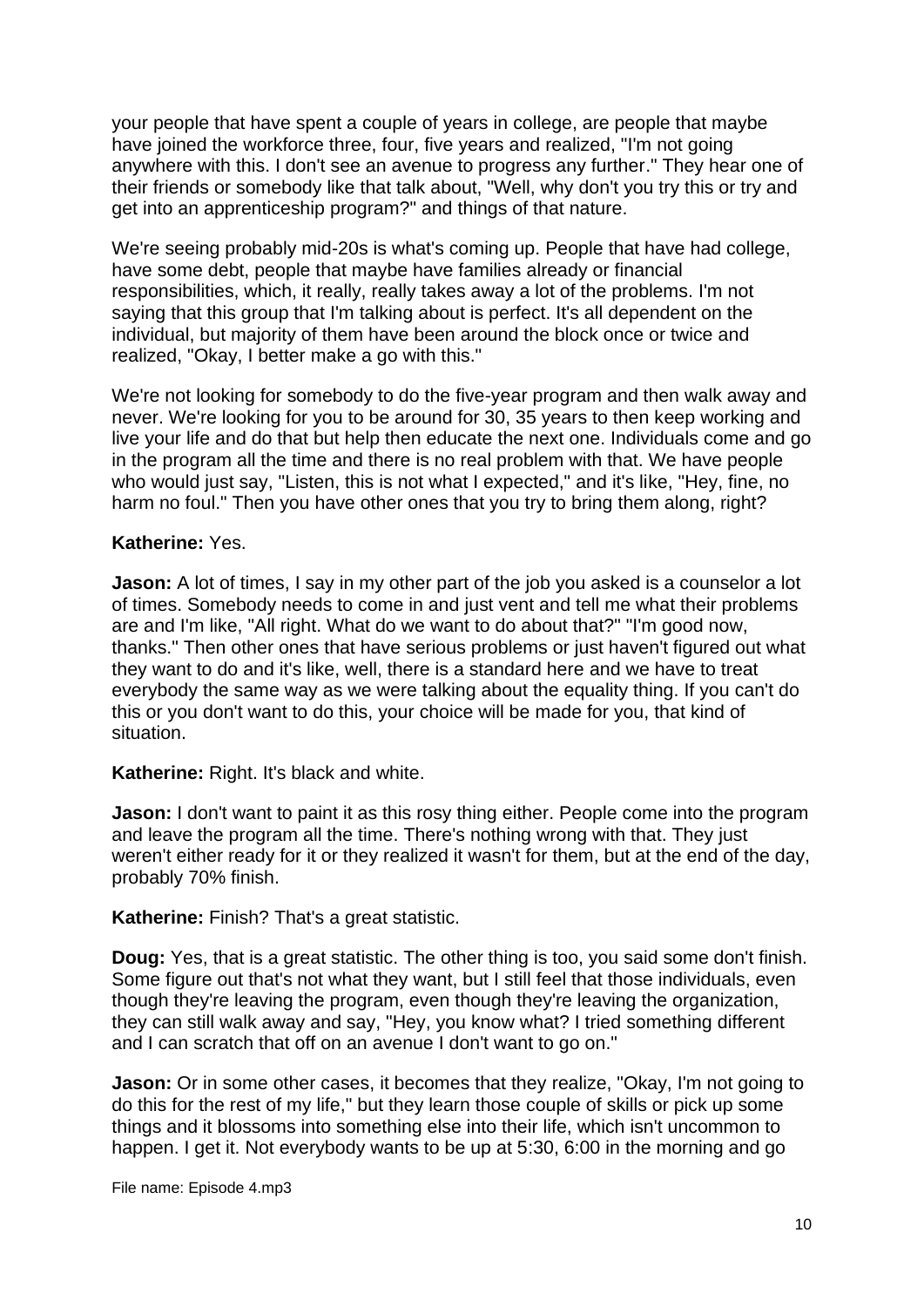your people that have spent a couple of years in college, are people that maybe have joined the workforce three, four, five years and realized, "I'm not going anywhere with this. I don't see an avenue to progress any further." They hear one of their friends or somebody like that talk about, "Well, why don't you try this or try and get into an apprenticeship program?" and things of that nature.

We're seeing probably mid-20s is what's coming up. People that have had college, have some debt, people that maybe have families already or financial responsibilities, which, it really, really takes away a lot of the problems. I'm not saying that this group that I'm talking about is perfect. It's all dependent on the individual, but majority of them have been around the block once or twice and realized, "Okay, I better make a go with this."

We're not looking for somebody to do the five-year program and then walk away and never. We're looking for you to be around for 30, 35 years to then keep working and live your life and do that but help then educate the next one. Individuals come and go in the program all the time and there is no real problem with that. We have people who would just say, "Listen, this is not what I expected," and it's like, "Hey, fine, no harm no foul." Then you have other ones that you try to bring them along, right?

**Katherine:** Yes.

**Jason:** A lot of times, I say in my other part of the job you asked is a counselor a lot of times. Somebody needs to come in and just vent and tell me what their problems are and I'm like, "All right. What do we want to do about that?" "I'm good now, thanks." Then other ones that have serious problems or just haven't figured out what they want to do and it's like, well, there is a standard here and we have to treat everybody the same way as we were talking about the equality thing. If you can't do this or you don't want to do this, your choice will be made for you, that kind of situation.

**Katherine:** Right. It's black and white.

**Jason:** I don't want to paint it as this rosy thing either. People come into the program and leave the program all the time. There's nothing wrong with that. They just weren't either ready for it or they realized it wasn't for them, but at the end of the day, probably 70% finish.

**Katherine:** Finish? That's a great statistic.

**Doug:** Yes, that is a great statistic. The other thing is too, you said some don't finish. Some figure out that's not what they want, but I still feel that those individuals, even though they're leaving the program, even though they're leaving the organization, they can still walk away and say, "Hey, you know what? I tried something different and I can scratch that off on an avenue I don't want to go on."

**Jason:** Or in some other cases, it becomes that they realize, "Okay, I'm not going to do this for the rest of my life," but they learn those couple of skills or pick up some things and it blossoms into something else into their life, which isn't uncommon to happen. I get it. Not everybody wants to be up at 5:30, 6:00 in the morning and go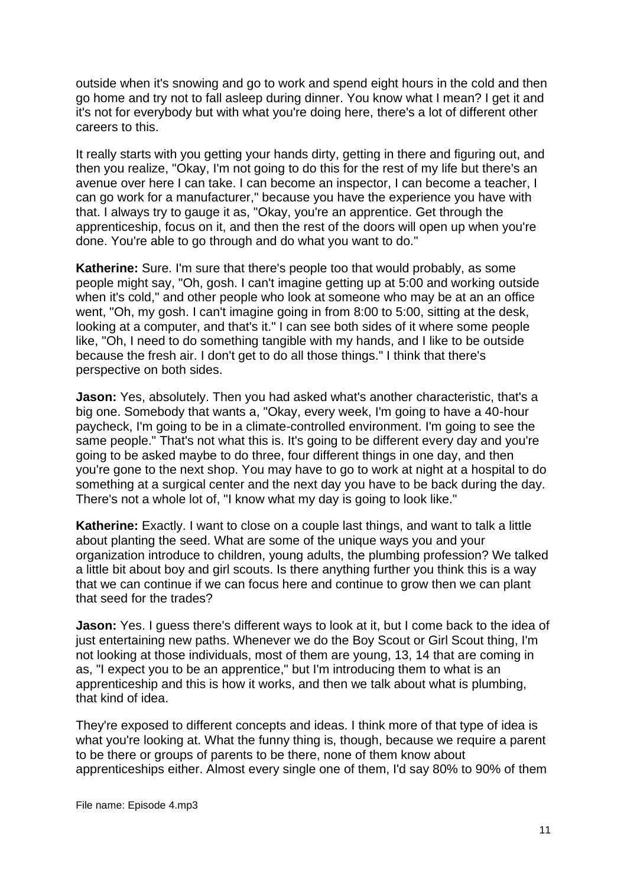outside when it's snowing and go to work and spend eight hours in the cold and then go home and try not to fall asleep during dinner. You know what I mean? I get it and it's not for everybody but with what you're doing here, there's a lot of different other careers to this.

It really starts with you getting your hands dirty, getting in there and figuring out, and then you realize, "Okay, I'm not going to do this for the rest of my life but there's an avenue over here I can take. I can become an inspector, I can become a teacher, I can go work for a manufacturer," because you have the experience you have with that. I always try to gauge it as, "Okay, you're an apprentice. Get through the apprenticeship, focus on it, and then the rest of the doors will open up when you're done. You're able to go through and do what you want to do."

**Katherine:** Sure. I'm sure that there's people too that would probably, as some people might say, "Oh, gosh. I can't imagine getting up at 5:00 and working outside when it's cold," and other people who look at someone who may be at an an office went, "Oh, my gosh. I can't imagine going in from 8:00 to 5:00, sitting at the desk, looking at a computer, and that's it." I can see both sides of it where some people like, "Oh, I need to do something tangible with my hands, and I like to be outside because the fresh air. I don't get to do all those things." I think that there's perspective on both sides.

**Jason:** Yes, absolutely. Then you had asked what's another characteristic, that's a big one. Somebody that wants a, "Okay, every week, I'm going to have a 40-hour paycheck, I'm going to be in a climate-controlled environment. I'm going to see the same people." That's not what this is. It's going to be different every day and you're going to be asked maybe to do three, four different things in one day, and then you're gone to the next shop. You may have to go to work at night at a hospital to do something at a surgical center and the next day you have to be back during the day. There's not a whole lot of, "I know what my day is going to look like."

**Katherine:** Exactly. I want to close on a couple last things, and want to talk a little about planting the seed. What are some of the unique ways you and your organization introduce to children, young adults, the plumbing profession? We talked a little bit about boy and girl scouts. Is there anything further you think this is a way that we can continue if we can focus here and continue to grow then we can plant that seed for the trades?

**Jason:** Yes. I guess there's different ways to look at it, but I come back to the idea of just entertaining new paths. Whenever we do the Boy Scout or Girl Scout thing, I'm not looking at those individuals, most of them are young, 13, 14 that are coming in as, "I expect you to be an apprentice," but I'm introducing them to what is an apprenticeship and this is how it works, and then we talk about what is plumbing, that kind of idea.

They're exposed to different concepts and ideas. I think more of that type of idea is what you're looking at. What the funny thing is, though, because we require a parent to be there or groups of parents to be there, none of them know about apprenticeships either. Almost every single one of them, I'd say 80% to 90% of them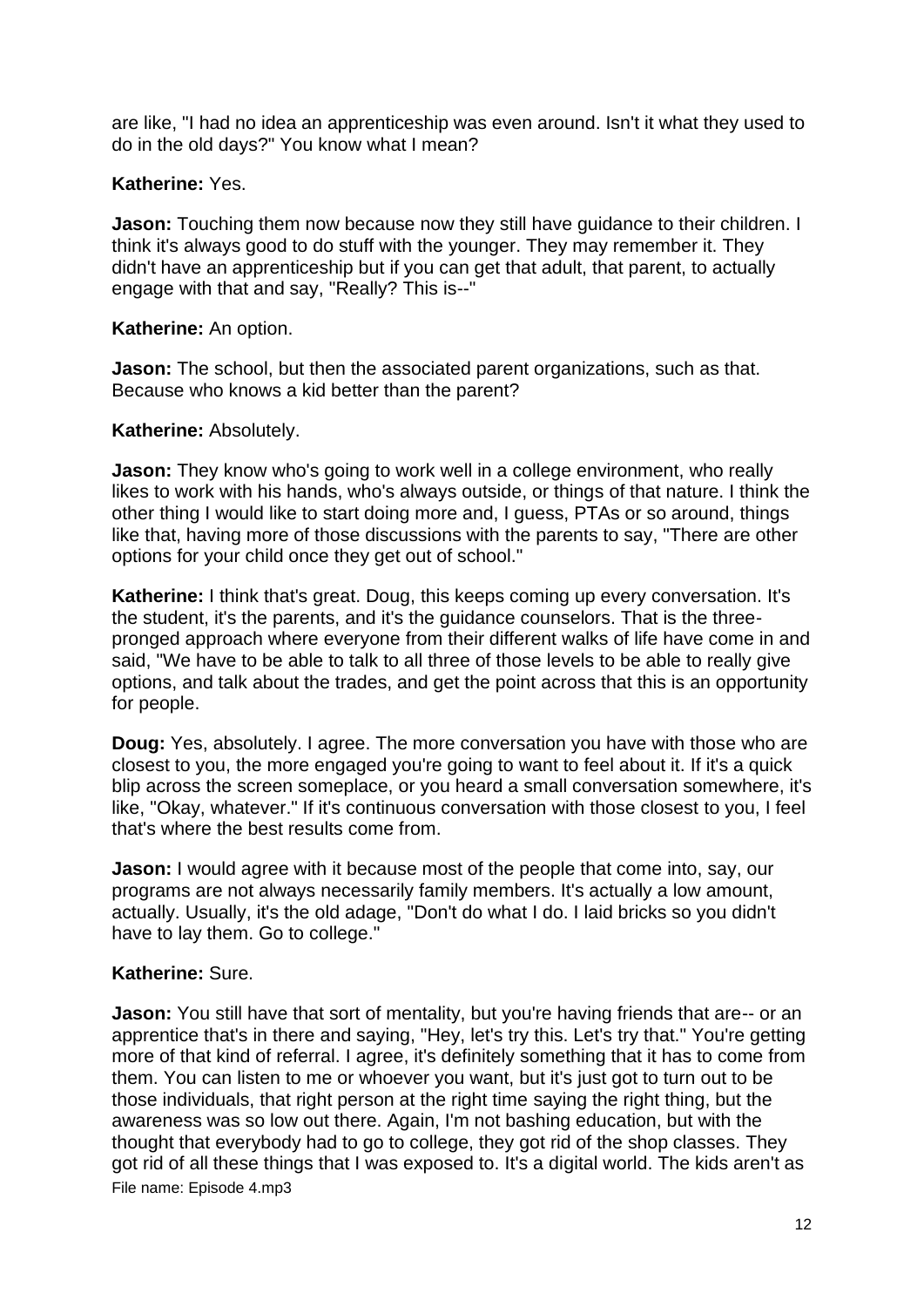are like, "I had no idea an apprenticeship was even around. Isn't it what they used to do in the old days?" You know what I mean?

**Katherine:** Yes.

**Jason:** Touching them now because now they still have guidance to their children. I think it's always good to do stuff with the younger. They may remember it. They didn't have an apprenticeship but if you can get that adult, that parent, to actually engage with that and say, "Really? This is--"

**Katherine:** An option.

**Jason:** The school, but then the associated parent organizations, such as that. Because who knows a kid better than the parent?

**Katherine:** Absolutely.

**Jason:** They know who's going to work well in a college environment, who really likes to work with his hands, who's always outside, or things of that nature. I think the other thing I would like to start doing more and, I guess, PTAs or so around, things like that, having more of those discussions with the parents to say, "There are other options for your child once they get out of school."

**Katherine:** I think that's great. Doug, this keeps coming up every conversation. It's the student, it's the parents, and it's the guidance counselors. That is the three-pronged approach where everyone from their different walks of life have come in and said, "We have to be able to talk to all three of those levels to be able to really give options, and talk about the trades, and get the point across that this is an opportunity for people.

**Doug:** Yes, absolutely. I agree. The more conversation you have with those who are closest to you, the more engaged you're going to want to feel about it. If it's a quick blip across the screen someplace, or you heard a small conversation somewhere, it's like, "Okay, whatever." If it's continuous conversation with those closest to you, I feel that's where the best results come from.

**Jason:** I would agree with it because most of the people that come into, say, our programs are not always necessarily family members. It's actually a low amount, actually. Usually, it's the old adage, "Don't do what I do. I laid bricks so you didn't have to lay them. Go to college."

**Katherine:** Sure.

**Jason:** You still have that sort of mentality, but you're having friends that are-- or an apprentice that's in there and saying, "Hey, let's try this. Let's try that." You're getting more of that kind of referral. I agree, it's definitely something that it has to come from them. You can listen to me or whoever you want, but it's just got to turn out to be those individuals, that right person at the right time saying the right thing, but the awareness was so low out there. Again, I'm not bashing education, but with the thought that everybody had to go to college, they got rid of the shop classes. They got rid of all these things that I was exposed to. It's a digital world. The kids aren't as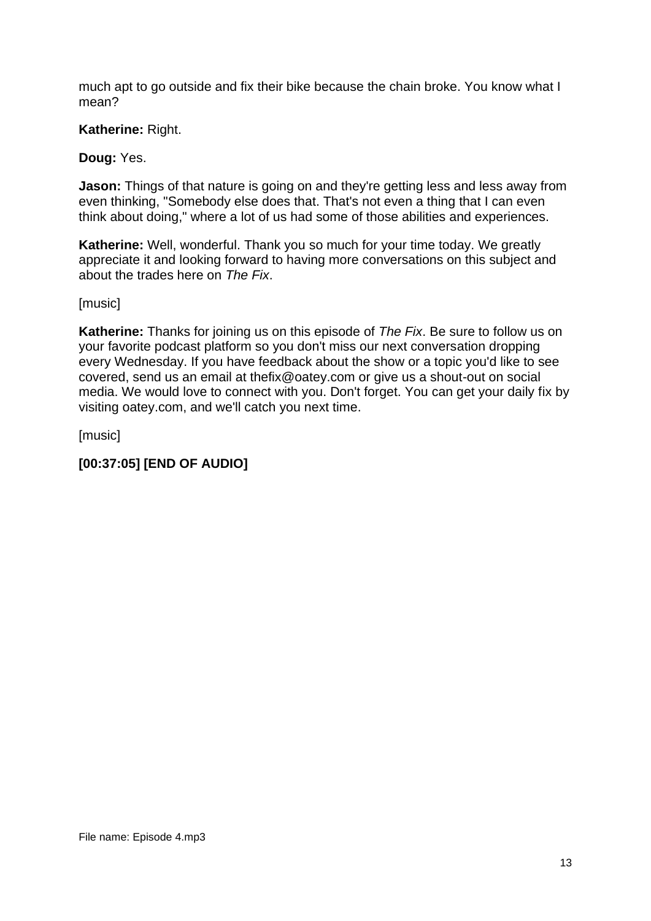much apt to go outside and fix their bike because the chain broke. You know what I mean?

**Katherine:** Right.

**Doug:** Yes.

**Jason:** Things of that nature is going on and they're getting less and less away from even thinking, "Somebody else does that. That's not even a thing that I can even think about doing," where a lot of us had some of those abilities and experiences.

**Katherine:** Well, wonderful. Thank you so much for your time today. We greatly appreciate it and looking forward to having more conversations on this subject and about the trades here on *The Fix*.

[music]

**Katherine:** Thanks for joining us on this episode of *The Fix*. Be sure to follow us on your favorite podcast platform so you don't miss our next conversation dropping every Wednesday. If you have feedback about the show or a topic you'd like to see covered, send us an email at thefix@oatey.com or give us a shout-out on social media. We would love to connect with you. Don't forget. You can get your daily fix by visiting oatey.com, and we'll catch you next time.

[music]

**[00:37:05] [END OF AUDIO]**

File name: Episode 4.mp3